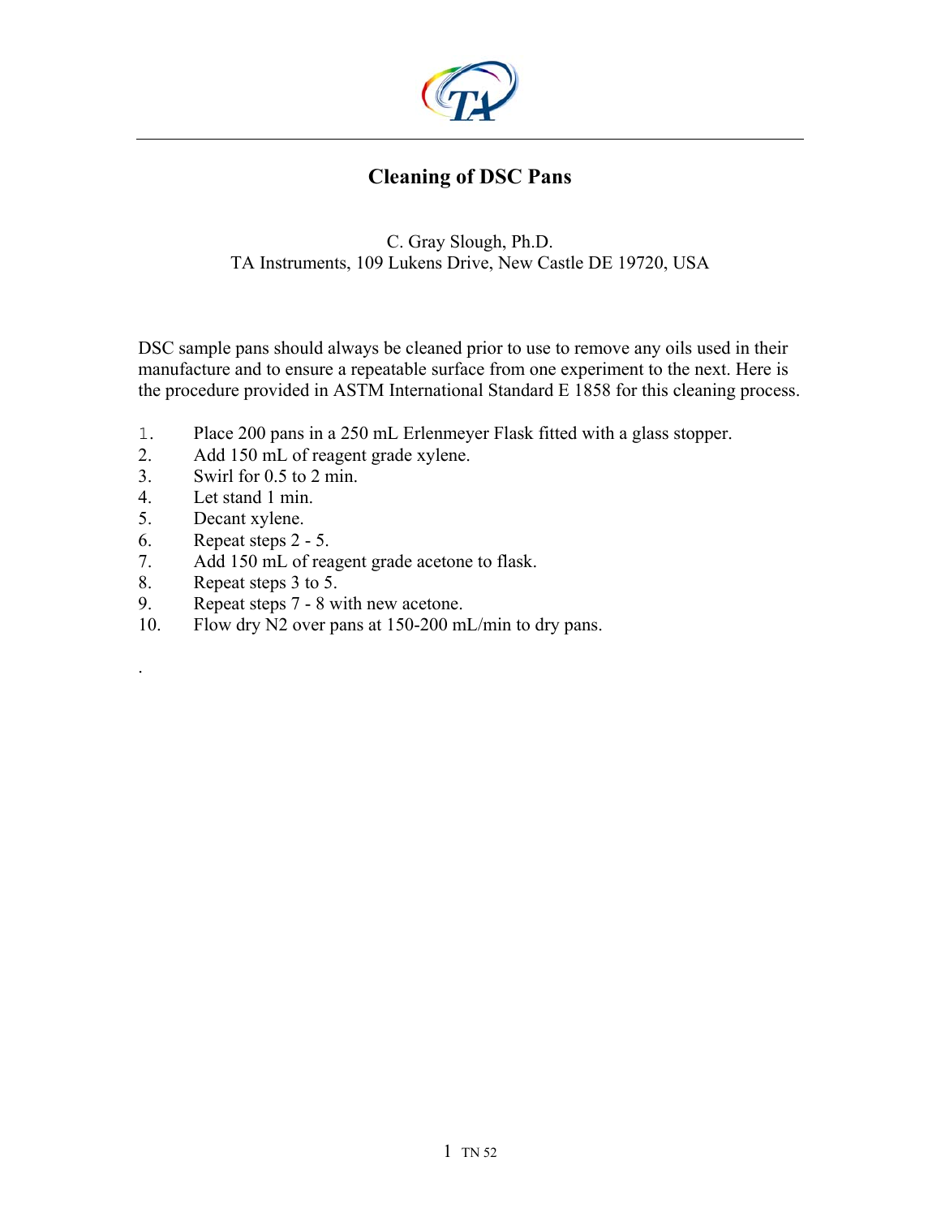# Cleaning of DSC Pans

C. Gray Slough, Ph.D.
TA Instruments, 109 Lukens Drive, New Castle DE 19720, USA

DSC sample pans should always be cleaned prior to use to remove any oils used in their manufacture and to ensure a repeatable surface from one experiment to the next. Here is the procedure provided in ASTM International Standard E 1858 for this cleaning process.

1. Place 200 pans in a 250 mL Erlenmeyer Flask fitted with a glass stopper.
2. Add 150 mL of reagent grade xylene.
3. Swirl for 0.5 to 2 min.
4. Let stand 1 min.
5. Decant xylene.
6. Repeat steps 2 - 5.
7. Add 150 mL of reagent grade acetone to flask.
8. Repeat steps 3 to 5.
9. Repeat steps 7 - 8 with new acetone.
10. Flow dry $N_2$ over pans at 150-200 mL/min to dry pans.

.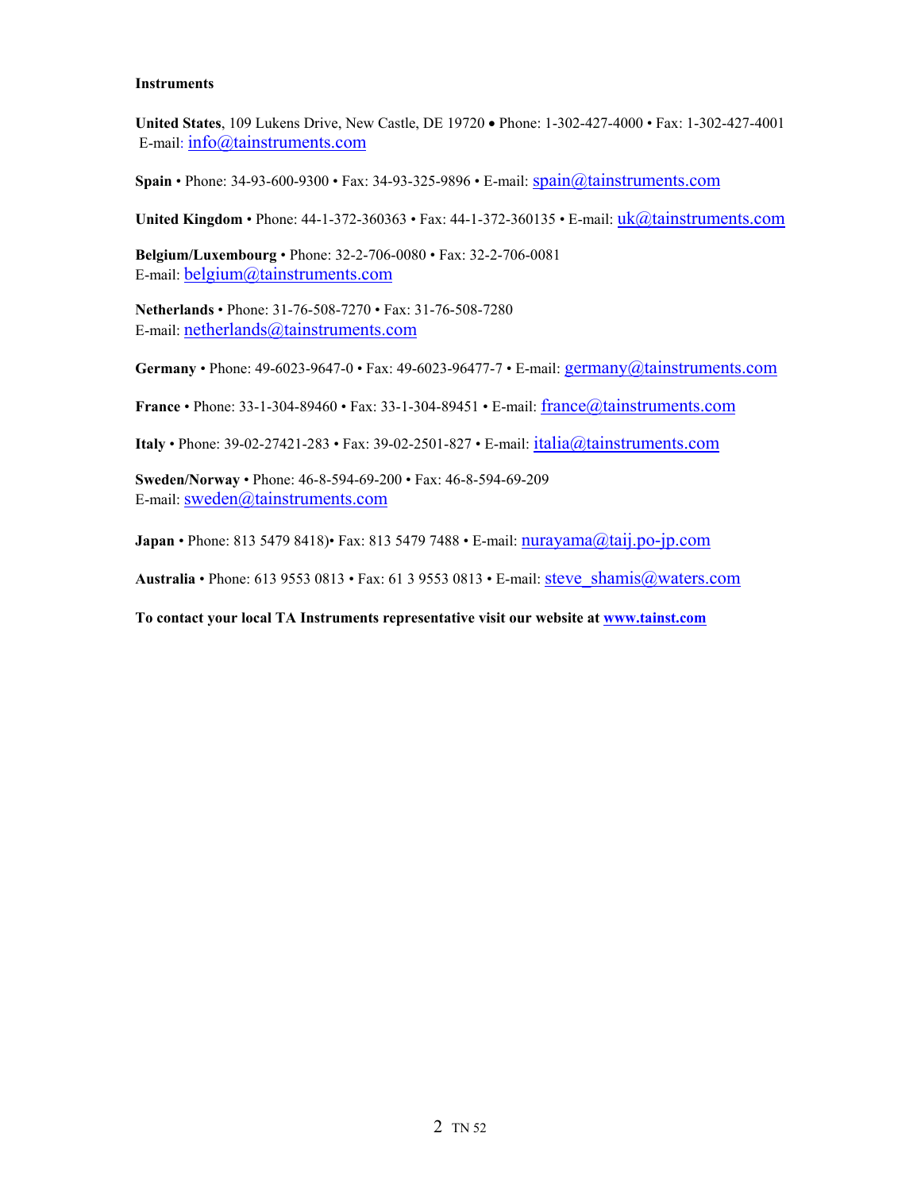**Instruments**

**United States**, 109 Lukens Drive, New Castle, DE 19720 • Phone: 1-302-427-4000 • Fax: 1-302-427-4001
E-mail: info@tainstruments.com

**Spain** • Phone: 34-93-600-9300 • Fax: 34-93-325-9896 • E-mail: spain@tainstruments.com

**United Kingdom** • Phone: 44-1-372-360363 • Fax: 44-1-372-360135 • E-mail: uk@tainstruments.com

**Belgium/Luxembourg** • Phone: 32-2-706-0080 • Fax: 32-2-706-0081
E-mail: belgium@tainstruments.com

**Netherlands** • Phone: 31-76-508-7270 • Fax: 31-76-508-7280
E-mail: netherlands@tainstruments.com

**Germany** • Phone: 49-6023-9647-0 • Fax: 49-6023-96477-7 • E-mail: germany@tainstruments.com

**France** • Phone: 33-1-304-89460 • Fax: 33-1-304-89451 • E-mail: france@tainstruments.com

**Italy** • Phone: 39-02-27421-283 • Fax: 39-02-2501-827 • E-mail: italia@tainstruments.com

**Sweden/Norway** • Phone: 46-8-594-69-200 • Fax: 46-8-594-69-209
E-mail: sweden@tainstruments.com

**Japan** • Phone: 813 5479 8418)• Fax: 813 5479 7488 • E-mail: nurayama@taij.po-jp.com

**Australia** • Phone: 613 9553 0813 • Fax: 61 3 9553 0813 • E-mail: steve_shamis@waters.com

**To contact your local TA Instruments representative visit our website at www.tainst.com**